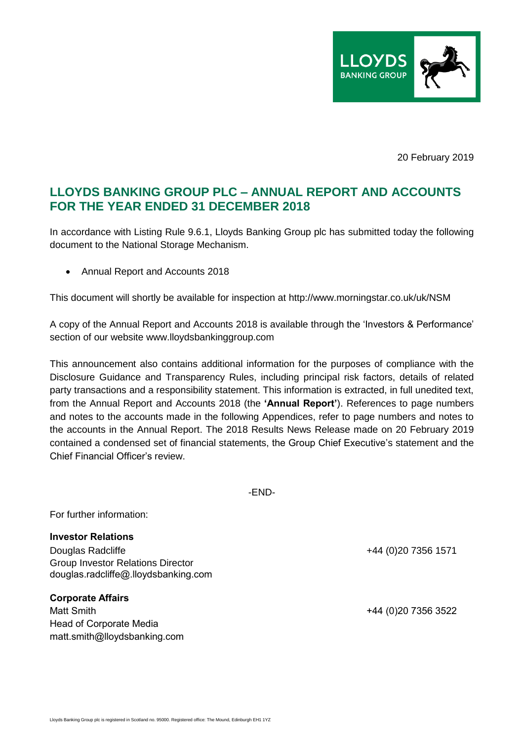20 February 2019

# LLOYDS BANKING GROUP PLC – ANNUAL REPORT AND ACCOUNTS FOR THE YEAR ENDED 31 DECEMBER 2018

In accordance with Listing Rule 9.6.1, Lloyds Banking Group plc has submitted today the following document to the National Storage Mechanism.

- Annual Report and Accounts 2018

This document will shortly be available for inspection at http://www.morningstar.co.uk/uk/NSM

A copy of the Annual Report and Accounts 2018 is available through the 'Investors & Performance' section of our website www.lloydsbankinggroup.com

This announcement also contains additional information for the purposes of compliance with the Disclosure Guidance and Transparency Rules, including principal risk factors, details of related party transactions and a responsibility statement. This information is extracted, in full unedited text, from the Annual Report and Accounts 2018 (the **'Annual Report'**). References to page numbers and notes to the accounts made in the following Appendices, refer to page numbers and notes to the accounts in the Annual Report. The 2018 Results News Release made on 20 February 2019 contained a condensed set of financial statements, the Group Chief Executive's statement and the Chief Financial Officer's review.

-END-

For further information:

**Investor Relations**
Douglas Radcliffe — +44 (0)20 7356 1571
Group Investor Relations Director
douglas.radcliffe@.lloydsbanking.com

**Corporate Affairs**
Matt Smith — +44 (0)20 7356 3522
Head of Corporate Media
matt.smith@lloydsbanking.com

Lloyds Banking Group plc is registered in Scotland no. 95000. Registered office: The Mound, Edinburgh EH1 1YZ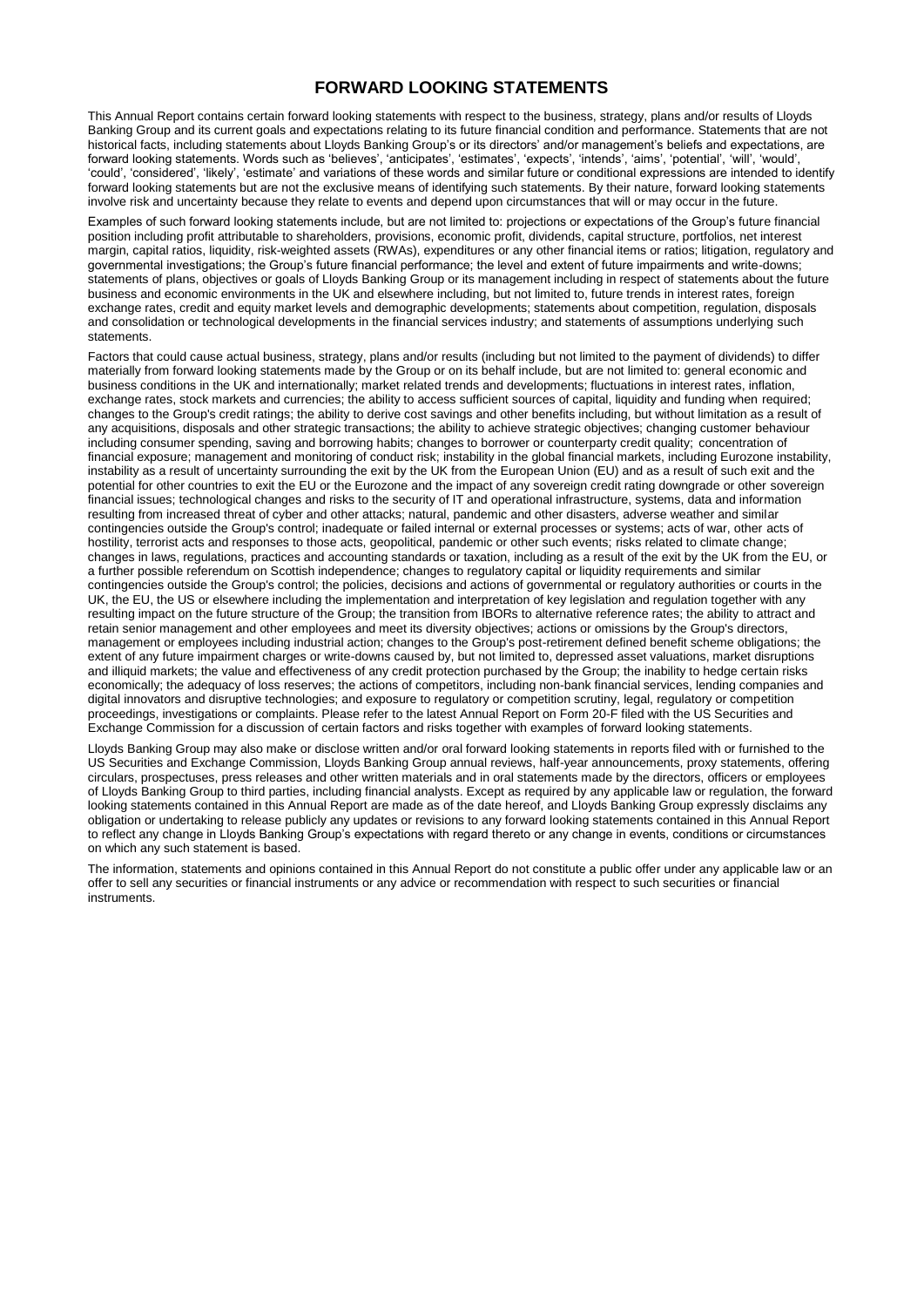# FORWARD LOOKING STATEMENTS

This Annual Report contains certain forward looking statements with respect to the business, strategy, plans and/or results of Lloyds Banking Group and its current goals and expectations relating to its future financial condition and performance. Statements that are not historical facts, including statements about Lloyds Banking Group's or its directors' and/or management's beliefs and expectations, are forward looking statements. Words such as 'believes', 'anticipates', 'estimates', 'expects', 'intends', 'aims', 'potential', 'will', 'would', 'could', 'considered', 'likely', 'estimate' and variations of these words and similar future or conditional expressions are intended to identify forward looking statements but are not the exclusive means of identifying such statements. By their nature, forward looking statements involve risk and uncertainty because they relate to events and depend upon circumstances that will or may occur in the future.

Examples of such forward looking statements include, but are not limited to: projections or expectations of the Group's future financial position including profit attributable to shareholders, provisions, economic profit, dividends, capital structure, portfolios, net interest margin, capital ratios, liquidity, risk-weighted assets (RWAs), expenditures or any other financial items or ratios; litigation, regulatory and governmental investigations; the Group's future financial performance; the level and extent of future impairments and write-downs; statements of plans, objectives or goals of Lloyds Banking Group or its management including in respect of statements about the future business and economic environments in the UK and elsewhere including, but not limited to, future trends in interest rates, foreign exchange rates, credit and equity market levels and demographic developments; statements about competition, regulation, disposals and consolidation or technological developments in the financial services industry; and statements of assumptions underlying such statements.

Factors that could cause actual business, strategy, plans and/or results (including but not limited to the payment of dividends) to differ materially from forward looking statements made by the Group or on its behalf include, but are not limited to: general economic and business conditions in the UK and internationally; market related trends and developments; fluctuations in interest rates, inflation, exchange rates, stock markets and currencies; the ability to access sufficient sources of capital, liquidity and funding when required; changes to the Group's credit ratings; the ability to derive cost savings and other benefits including, but without limitation as a result of any acquisitions, disposals and other strategic transactions; the ability to achieve strategic objectives; changing customer behaviour including consumer spending, saving and borrowing habits; changes to borrower or counterparty credit quality; concentration of financial exposure; management and monitoring of conduct risk; instability in the global financial markets, including Eurozone instability, instability as a result of uncertainty surrounding the exit by the UK from the European Union (EU) and as a result of such exit and the potential for other countries to exit the EU or the Eurozone and the impact of any sovereign credit rating downgrade or other sovereign financial issues; technological changes and risks to the security of IT and operational infrastructure, systems, data and information resulting from increased threat of cyber and other attacks; natural, pandemic and other disasters, adverse weather and similar contingencies outside the Group's control; inadequate or failed internal or external processes or systems; acts of war, other acts of hostility, terrorist acts and responses to those acts, geopolitical, pandemic or other such events; risks related to climate change; changes in laws, regulations, practices and accounting standards or taxation, including as a result of the exit by the UK from the EU, or a further possible referendum on Scottish independence; changes to regulatory capital or liquidity requirements and similar contingencies outside the Group's control; the policies, decisions and actions of governmental or regulatory authorities or courts in the UK, the EU, the US or elsewhere including the implementation and interpretation of key legislation and regulation together with any resulting impact on the future structure of the Group; the transition from IBORs to alternative reference rates; the ability to attract and retain senior management and other employees and meet its diversity objectives; actions or omissions by the Group's directors, management or employees including industrial action; changes to the Group's post-retirement defined benefit scheme obligations; the extent of any future impairment charges or write-downs caused by, but not limited to, depressed asset valuations, market disruptions and illiquid markets; the value and effectiveness of any credit protection purchased by the Group; the inability to hedge certain risks economically; the adequacy of loss reserves; the actions of competitors, including non-bank financial services, lending companies and digital innovators and disruptive technologies; and exposure to regulatory or competition scrutiny, legal, regulatory or competition proceedings, investigations or complaints. Please refer to the latest Annual Report on Form 20-F filed with the US Securities and Exchange Commission for a discussion of certain factors and risks together with examples of forward looking statements.

Lloyds Banking Group may also make or disclose written and/or oral forward looking statements in reports filed with or furnished to the US Securities and Exchange Commission, Lloyds Banking Group annual reviews, half-year announcements, proxy statements, offering circulars, prospectuses, press releases and other written materials and in oral statements made by the directors, officers or employees of Lloyds Banking Group to third parties, including financial analysts. Except as required by any applicable law or regulation, the forward looking statements contained in this Annual Report are made as of the date hereof, and Lloyds Banking Group expressly disclaims any obligation or undertaking to release publicly any updates or revisions to any forward looking statements contained in this Annual Report to reflect any change in Lloyds Banking Group's expectations with regard thereto or any change in events, conditions or circumstances on which any such statement is based.

The information, statements and opinions contained in this Annual Report do not constitute a public offer under any applicable law or an offer to sell any securities or financial instruments or any advice or recommendation with respect to such securities or financial instruments.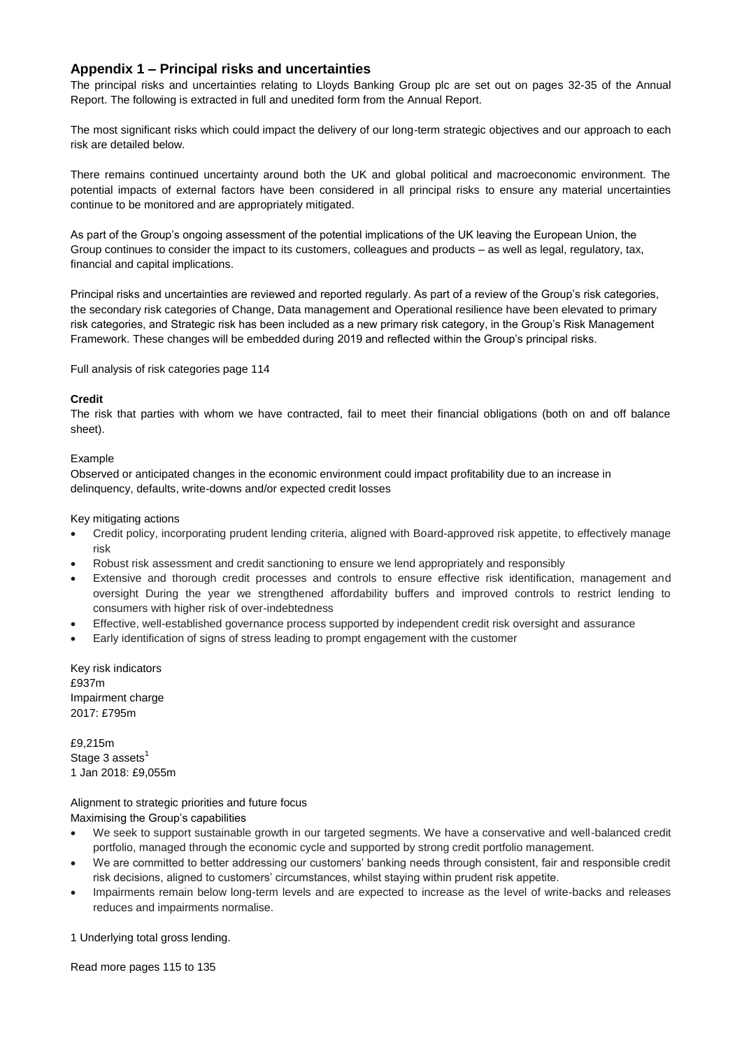## Appendix 1 – Principal risks and uncertainties

The principal risks and uncertainties relating to Lloyds Banking Group plc are set out on pages 32-35 of the Annual Report. The following is extracted in full and unedited form from the Annual Report.

The most significant risks which could impact the delivery of our long-term strategic objectives and our approach to each risk are detailed below.

There remains continued uncertainty around both the UK and global political and macroeconomic environment. The potential impacts of external factors have been considered in all principal risks to ensure any material uncertainties continue to be monitored and are appropriately mitigated.

As part of the Group's ongoing assessment of the potential implications of the UK leaving the European Union, the Group continues to consider the impact to its customers, colleagues and products – as well as legal, regulatory, tax, financial and capital implications.

Principal risks and uncertainties are reviewed and reported regularly. As part of a review of the Group's risk categories, the secondary risk categories of Change, Data management and Operational resilience have been elevated to primary risk categories, and Strategic risk has been included as a new primary risk category, in the Group's Risk Management Framework. These changes will be embedded during 2019 and reflected within the Group's principal risks.

Full analysis of risk categories page 114

**Credit**

The risk that parties with whom we have contracted, fail to meet their financial obligations (both on and off balance sheet).

Example

Observed or anticipated changes in the economic environment could impact profitability due to an increase in delinquency, defaults, write-downs and/or expected credit losses

Key mitigating actions

- Credit policy, incorporating prudent lending criteria, aligned with Board-approved risk appetite, to effectively manage risk
- Robust risk assessment and credit sanctioning to ensure we lend appropriately and responsibly
- Extensive and thorough credit processes and controls to ensure effective risk identification, management and oversight During the year we strengthened affordability buffers and improved controls to restrict lending to consumers with higher risk of over-indebtedness
- Effective, well-established governance process supported by independent credit risk oversight and assurance
- Early identification of signs of stress leading to prompt engagement with the customer

Key risk indicators

£937m
Impairment charge
2017: £795m

£9,215m
Stage 3 assets[1]
1 Jan 2018: £9,055m

Alignment to strategic priorities and future focus

Maximising the Group's capabilities

- We seek to support sustainable growth in our targeted segments. We have a conservative and well-balanced credit portfolio, managed through the economic cycle and supported by strong credit portfolio management.
- We are committed to better addressing our customers' banking needs through consistent, fair and responsible credit risk decisions, aligned to customers' circumstances, whilst staying within prudent risk appetite.
- Impairments remain below long-term levels and are expected to increase as the level of write-backs and releases reduces and impairments normalise.

1 Underlying total gross lending.

Read more pages 115 to 135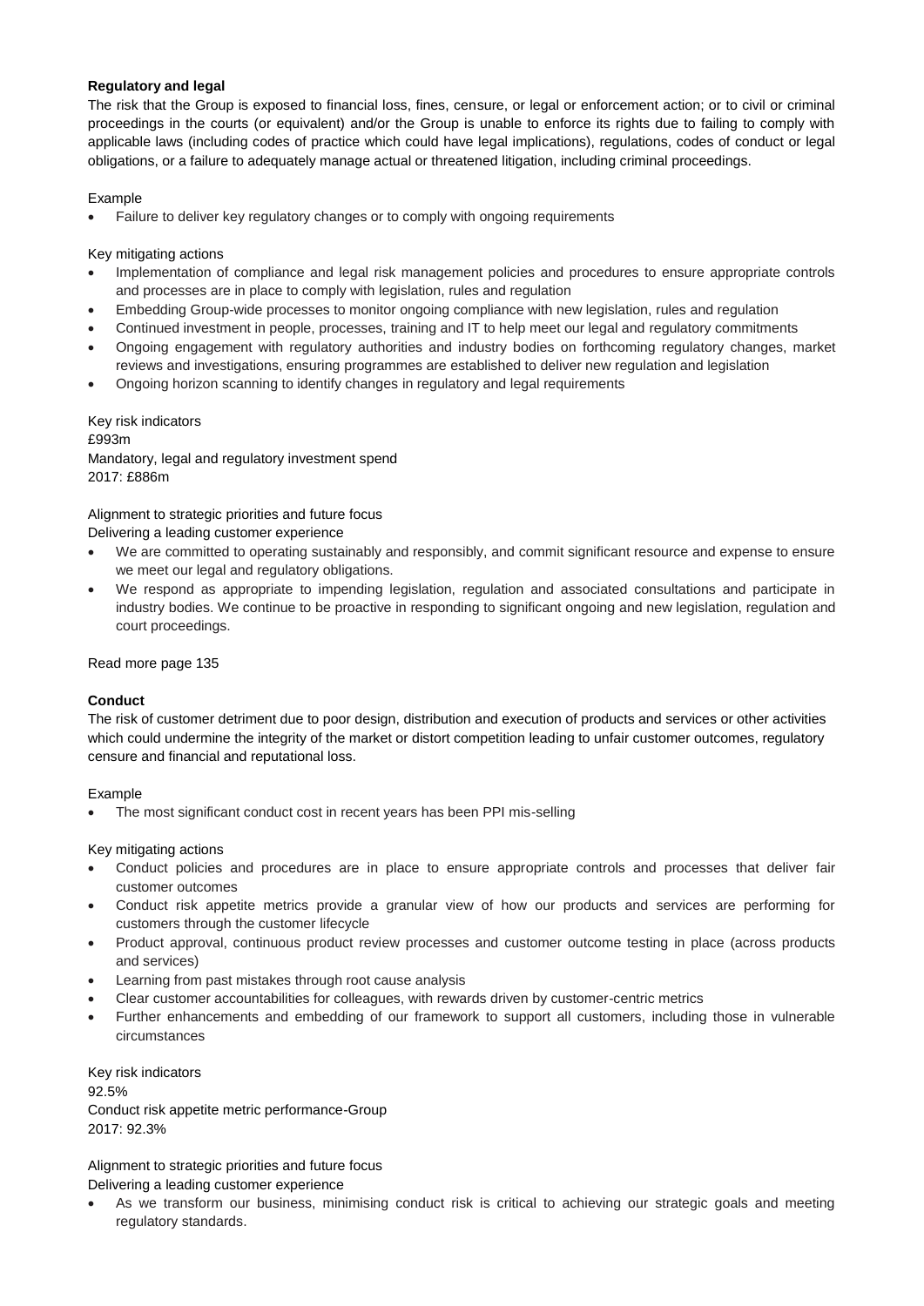**Regulatory and legal**

The risk that the Group is exposed to financial loss, fines, censure, or legal or enforcement action; or to civil or criminal proceedings in the courts (or equivalent) and/or the Group is unable to enforce its rights due to failing to comply with applicable laws (including codes of practice which could have legal implications), regulations, codes of conduct or legal obligations, or a failure to adequately manage actual or threatened litigation, including criminal proceedings.

Example

- Failure to deliver key regulatory changes or to comply with ongoing requirements

Key mitigating actions

- Implementation of compliance and legal risk management policies and procedures to ensure appropriate controls and processes are in place to comply with legislation, rules and regulation
- Embedding Group-wide processes to monitor ongoing compliance with new legislation, rules and regulation
- Continued investment in people, processes, training and IT to help meet our legal and regulatory commitments
- Ongoing engagement with regulatory authorities and industry bodies on forthcoming regulatory changes, market reviews and investigations, ensuring programmes are established to deliver new regulation and legislation
- Ongoing horizon scanning to identify changes in regulatory and legal requirements

Key risk indicators

£993m

Mandatory, legal and regulatory investment spend

2017: £886m

Alignment to strategic priorities and future focus

Delivering a leading customer experience

- We are committed to operating sustainably and responsibly, and commit significant resource and expense to ensure we meet our legal and regulatory obligations.
- We respond as appropriate to impending legislation, regulation and associated consultations and participate in industry bodies. We continue to be proactive in responding to significant ongoing and new legislation, regulation and court proceedings.

Read more page 135

**Conduct**

The risk of customer detriment due to poor design, distribution and execution of products and services or other activities which could undermine the integrity of the market or distort competition leading to unfair customer outcomes, regulatory censure and financial and reputational loss.

Example

- The most significant conduct cost in recent years has been PPI mis-selling

Key mitigating actions

- Conduct policies and procedures are in place to ensure appropriate controls and processes that deliver fair customer outcomes
- Conduct risk appetite metrics provide a granular view of how our products and services are performing for customers through the customer lifecycle
- Product approval, continuous product review processes and customer outcome testing in place (across products and services)
- Learning from past mistakes through root cause analysis
- Clear customer accountabilities for colleagues, with rewards driven by customer-centric metrics
- Further enhancements and embedding of our framework to support all customers, including those in vulnerable circumstances

Key risk indicators

92.5%

Conduct risk appetite metric performance-Group

2017: 92.3%

Alignment to strategic priorities and future focus

Delivering a leading customer experience

- As we transform our business, minimising conduct risk is critical to achieving our strategic goals and meeting regulatory standards.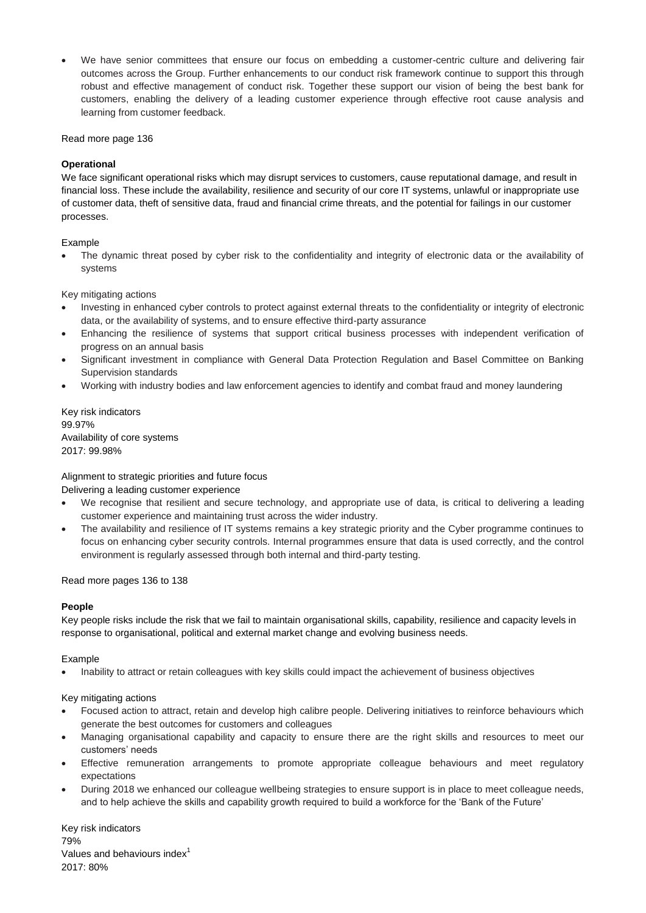- We have senior committees that ensure our focus on embedding a customer-centric culture and delivering fair outcomes across the Group. Further enhancements to our conduct risk framework continue to support this through robust and effective management of conduct risk. Together these support our vision of being the best bank for customers, enabling the delivery of a leading customer experience through effective root cause analysis and learning from customer feedback.

Read more page 136

**Operational**

We face significant operational risks which may disrupt services to customers, cause reputational damage, and result in financial loss. These include the availability, resilience and security of our core IT systems, unlawful or inappropriate use of customer data, theft of sensitive data, fraud and financial crime threats, and the potential for failings in our customer processes.

Example

- The dynamic threat posed by cyber risk to the confidentiality and integrity of electronic data or the availability of systems

Key mitigating actions

- Investing in enhanced cyber controls to protect against external threats to the confidentiality or integrity of electronic data, or the availability of systems, and to ensure effective third-party assurance
- Enhancing the resilience of systems that support critical business processes with independent verification of progress on an annual basis
- Significant investment in compliance with General Data Protection Regulation and Basel Committee on Banking Supervision standards
- Working with industry bodies and law enforcement agencies to identify and combat fraud and money laundering

Key risk indicators
99.97%
Availability of core systems
2017: 99.98%

Alignment to strategic priorities and future focus
Delivering a leading customer experience

- We recognise that resilient and secure technology, and appropriate use of data, is critical to delivering a leading customer experience and maintaining trust across the wider industry.
- The availability and resilience of IT systems remains a key strategic priority and the Cyber programme continues to focus on enhancing cyber security controls. Internal programmes ensure that data is used correctly, and the control environment is regularly assessed through both internal and third-party testing.

Read more pages 136 to 138

**People**

Key people risks include the risk that we fail to maintain organisational skills, capability, resilience and capacity levels in response to organisational, political and external market change and evolving business needs.

Example

- Inability to attract or retain colleagues with key skills could impact the achievement of business objectives

Key mitigating actions

- Focused action to attract, retain and develop high calibre people. Delivering initiatives to reinforce behaviours which generate the best outcomes for customers and colleagues
- Managing organisational capability and capacity to ensure there are the right skills and resources to meet our customers' needs
- Effective remuneration arrangements to promote appropriate colleague behaviours and meet regulatory expectations
- During 2018 we enhanced our colleague wellbeing strategies to ensure support is in place to meet colleague needs, and to help achieve the skills and capability growth required to build a workforce for the 'Bank of the Future'

Key risk indicators
79%
Values and behaviours index[1]
2017: 80%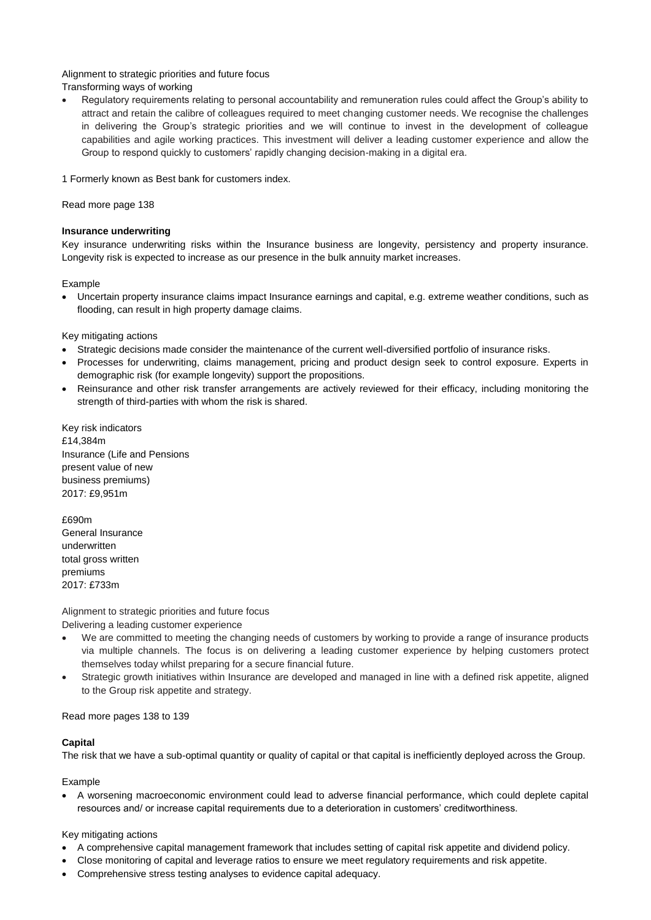Alignment to strategic priorities and future focus

Transforming ways of working

- Regulatory requirements relating to personal accountability and remuneration rules could affect the Group's ability to attract and retain the calibre of colleagues required to meet changing customer needs. We recognise the challenges in delivering the Group's strategic priorities and we will continue to invest in the development of colleague capabilities and agile working practices. This investment will deliver a leading customer experience and allow the Group to respond quickly to customers' rapidly changing decision-making in a digital era.

1 Formerly known as Best bank for customers index.

Read more page 138

**Insurance underwriting**

Key insurance underwriting risks within the Insurance business are longevity, persistency and property insurance. Longevity risk is expected to increase as our presence in the bulk annuity market increases.

Example

- Uncertain property insurance claims impact Insurance earnings and capital, e.g. extreme weather conditions, such as flooding, can result in high property damage claims.

Key mitigating actions

- Strategic decisions made consider the maintenance of the current well-diversified portfolio of insurance risks.
- Processes for underwriting, claims management, pricing and product design seek to control exposure. Experts in demographic risk (for example longevity) support the propositions.
- Reinsurance and other risk transfer arrangements are actively reviewed for their efficacy, including monitoring the strength of third-parties with whom the risk is shared.

Key risk indicators

£14,384m
Insurance (Life and Pensions present value of new business premiums)
2017: £9,951m

£690m
General Insurance underwritten total gross written premiums
2017: £733m

Alignment to strategic priorities and future focus

Delivering a leading customer experience

- We are committed to meeting the changing needs of customers by working to provide a range of insurance products via multiple channels. The focus is on delivering a leading customer experience by helping customers protect themselves today whilst preparing for a secure financial future.
- Strategic growth initiatives within Insurance are developed and managed in line with a defined risk appetite, aligned to the Group risk appetite and strategy.

Read more pages 138 to 139

**Capital**

The risk that we have a sub-optimal quantity or quality of capital or that capital is inefficiently deployed across the Group.

Example

- A worsening macroeconomic environment could lead to adverse financial performance, which could deplete capital resources and/ or increase capital requirements due to a deterioration in customers' creditworthiness.

Key mitigating actions

- A comprehensive capital management framework that includes setting of capital risk appetite and dividend policy.
- Close monitoring of capital and leverage ratios to ensure we meet regulatory requirements and risk appetite.
- Comprehensive stress testing analyses to evidence capital adequacy.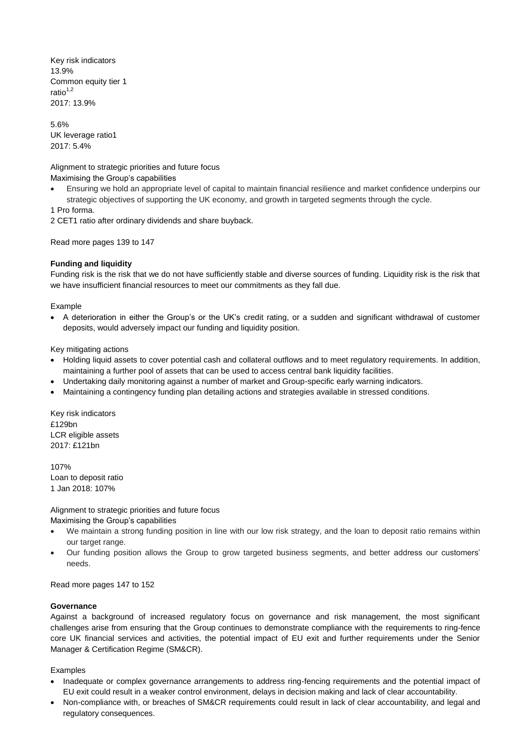Key risk indicators
13.9%
Common equity tier 1 ratio[1,2]
2017: 13.9%

5.6%
UK leverage ratio1
2017: 5.4%

Alignment to strategic priorities and future focus
Maximising the Group's capabilities

- Ensuring we hold an appropriate level of capital to maintain financial resilience and market confidence underpins our strategic objectives of supporting the UK economy, and growth in targeted segments through the cycle.

1 Pro forma.
2 CET1 ratio after ordinary dividends and share buyback.

Read more pages 139 to 147

**Funding and liquidity**
Funding risk is the risk that we do not have sufficiently stable and diverse sources of funding. Liquidity risk is the risk that we have insufficient financial resources to meet our commitments as they fall due.

Example

- A deterioration in either the Group's or the UK's credit rating, or a sudden and significant withdrawal of customer deposits, would adversely impact our funding and liquidity position.

Key mitigating actions

- Holding liquid assets to cover potential cash and collateral outflows and to meet regulatory requirements. In addition, maintaining a further pool of assets that can be used to access central bank liquidity facilities.
- Undertaking daily monitoring against a number of market and Group-specific early warning indicators.
- Maintaining a contingency funding plan detailing actions and strategies available in stressed conditions.

Key risk indicators
£129bn
LCR eligible assets
2017: £121bn

107%
Loan to deposit ratio
1 Jan 2018: 107%

Alignment to strategic priorities and future focus
Maximising the Group's capabilities

- We maintain a strong funding position in line with our low risk strategy, and the loan to deposit ratio remains within our target range.
- Our funding position allows the Group to grow targeted business segments, and better address our customers' needs.

Read more pages 147 to 152

**Governance**
Against a background of increased regulatory focus on governance and risk management, the most significant challenges arise from ensuring that the Group continues to demonstrate compliance with the requirements to ring-fence core UK financial services and activities, the potential impact of EU exit and further requirements under the Senior Manager & Certification Regime (SM&CR).

Examples

- Inadequate or complex governance arrangements to address ring-fencing requirements and the potential impact of EU exit could result in a weaker control environment, delays in decision making and lack of clear accountability.
- Non-compliance with, or breaches of SM&CR requirements could result in lack of clear accountability, and legal and regulatory consequences.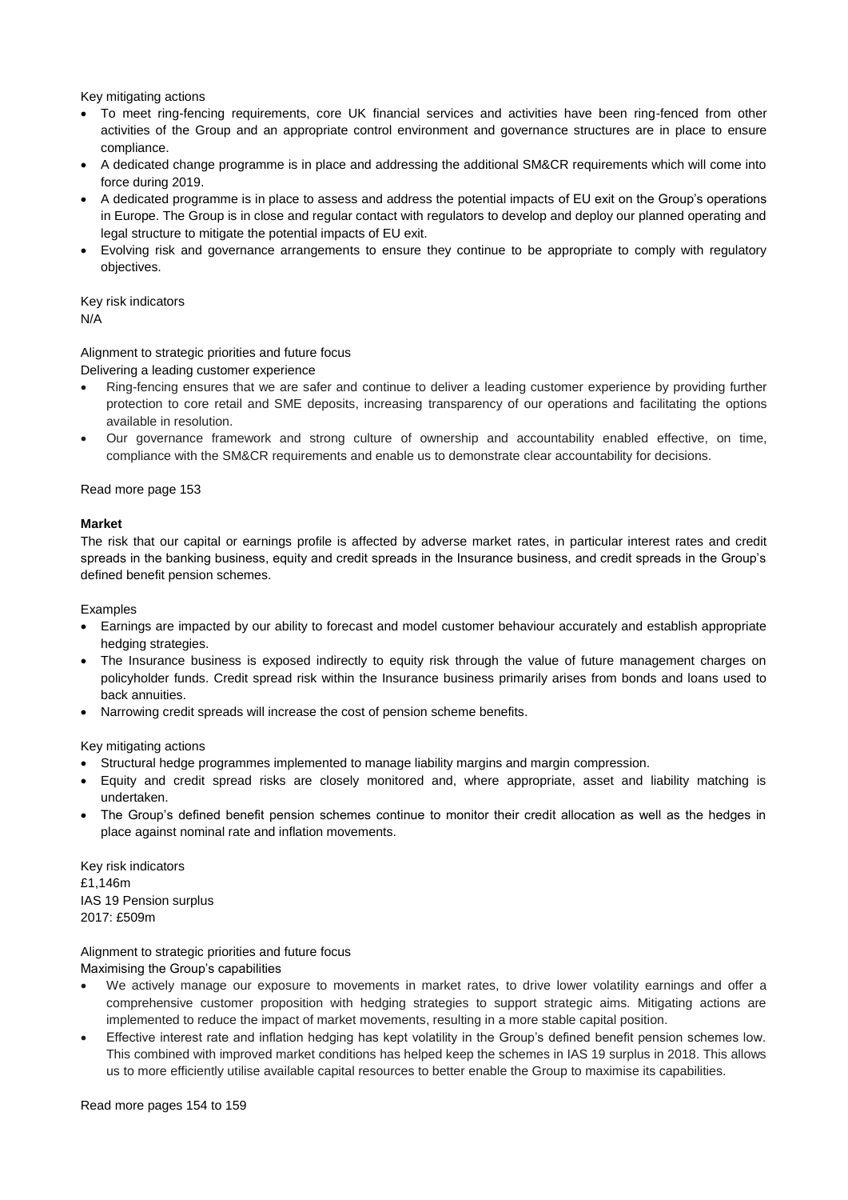Key mitigating actions

- To meet ring-fencing requirements, core UK financial services and activities have been ring-fenced from other activities of the Group and an appropriate control environment and governance structures are in place to ensure compliance.
- A dedicated change programme is in place and addressing the additional SM&CR requirements which will come into force during 2019.
- A dedicated programme is in place to assess and address the potential impacts of EU exit on the Group's operations in Europe. The Group is in close and regular contact with regulators to develop and deploy our planned operating and legal structure to mitigate the potential impacts of EU exit.
- Evolving risk and governance arrangements to ensure they continue to be appropriate to comply with regulatory objectives.

Key risk indicators
N/A

Alignment to strategic priorities and future focus
Delivering a leading customer experience

- Ring-fencing ensures that we are safer and continue to deliver a leading customer experience by providing further protection to core retail and SME deposits, increasing transparency of our operations and facilitating the options available in resolution.
- Our governance framework and strong culture of ownership and accountability enabled effective, on time, compliance with the SM&CR requirements and enable us to demonstrate clear accountability for decisions.

Read more page 153

**Market**

The risk that our capital or earnings profile is affected by adverse market rates, in particular interest rates and credit spreads in the banking business, equity and credit spreads in the Insurance business, and credit spreads in the Group's defined benefit pension schemes.

Examples

- Earnings are impacted by our ability to forecast and model customer behaviour accurately and establish appropriate hedging strategies.
- The Insurance business is exposed indirectly to equity risk through the value of future management charges on policyholder funds. Credit spread risk within the Insurance business primarily arises from bonds and loans used to back annuities.
- Narrowing credit spreads will increase the cost of pension scheme benefits.

Key mitigating actions

- Structural hedge programmes implemented to manage liability margins and margin compression.
- Equity and credit spread risks are closely monitored and, where appropriate, asset and liability matching is undertaken.
- The Group's defined benefit pension schemes continue to monitor their credit allocation as well as the hedges in place against nominal rate and inflation movements.

Key risk indicators
£1,146m
IAS 19 Pension surplus
2017: £509m

Alignment to strategic priorities and future focus
Maximising the Group's capabilities

- We actively manage our exposure to movements in market rates, to drive lower volatility earnings and offer a comprehensive customer proposition with hedging strategies to support strategic aims. Mitigating actions are implemented to reduce the impact of market movements, resulting in a more stable capital position.
- Effective interest rate and inflation hedging has kept volatility in the Group's defined benefit pension schemes low. This combined with improved market conditions has helped keep the schemes in IAS 19 surplus in 2018. This allows us to more efficiently utilise available capital resources to better enable the Group to maximise its capabilities.

Read more pages 154 to 159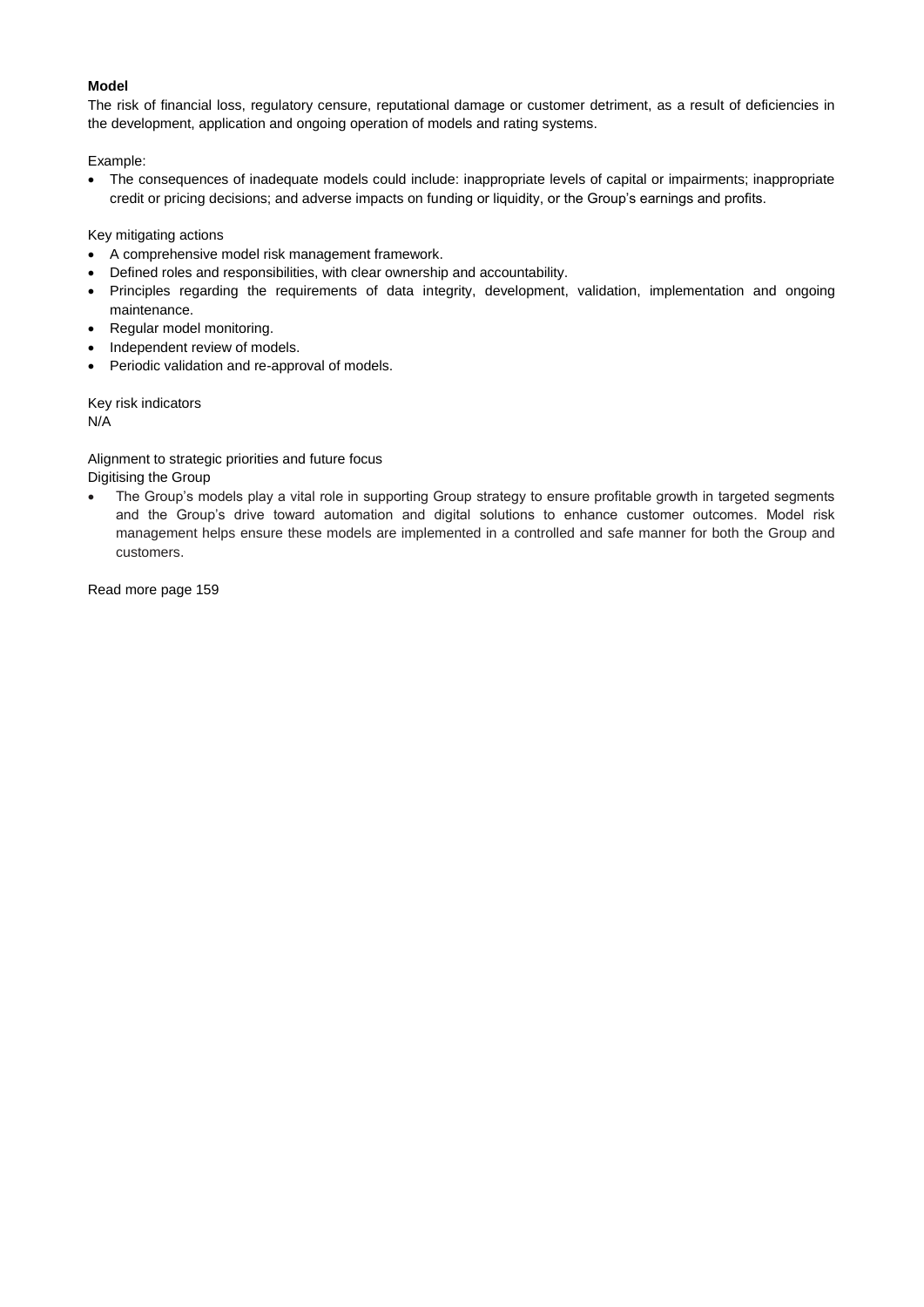**Model**

The risk of financial loss, regulatory censure, reputational damage or customer detriment, as a result of deficiencies in the development, application and ongoing operation of models and rating systems.

Example:

- The consequences of inadequate models could include: inappropriate levels of capital or impairments; inappropriate credit or pricing decisions; and adverse impacts on funding or liquidity, or the Group's earnings and profits.

Key mitigating actions

- A comprehensive model risk management framework.
- Defined roles and responsibilities, with clear ownership and accountability.
- Principles regarding the requirements of data integrity, development, validation, implementation and ongoing maintenance.
- Regular model monitoring.
- Independent review of models.
- Periodic validation and re-approval of models.

Key risk indicators

N/A

Alignment to strategic priorities and future focus

Digitising the Group

- The Group's models play a vital role in supporting Group strategy to ensure profitable growth in targeted segments and the Group's drive toward automation and digital solutions to enhance customer outcomes. Model risk management helps ensure these models are implemented in a controlled and safe manner for both the Group and customers.

Read more page 159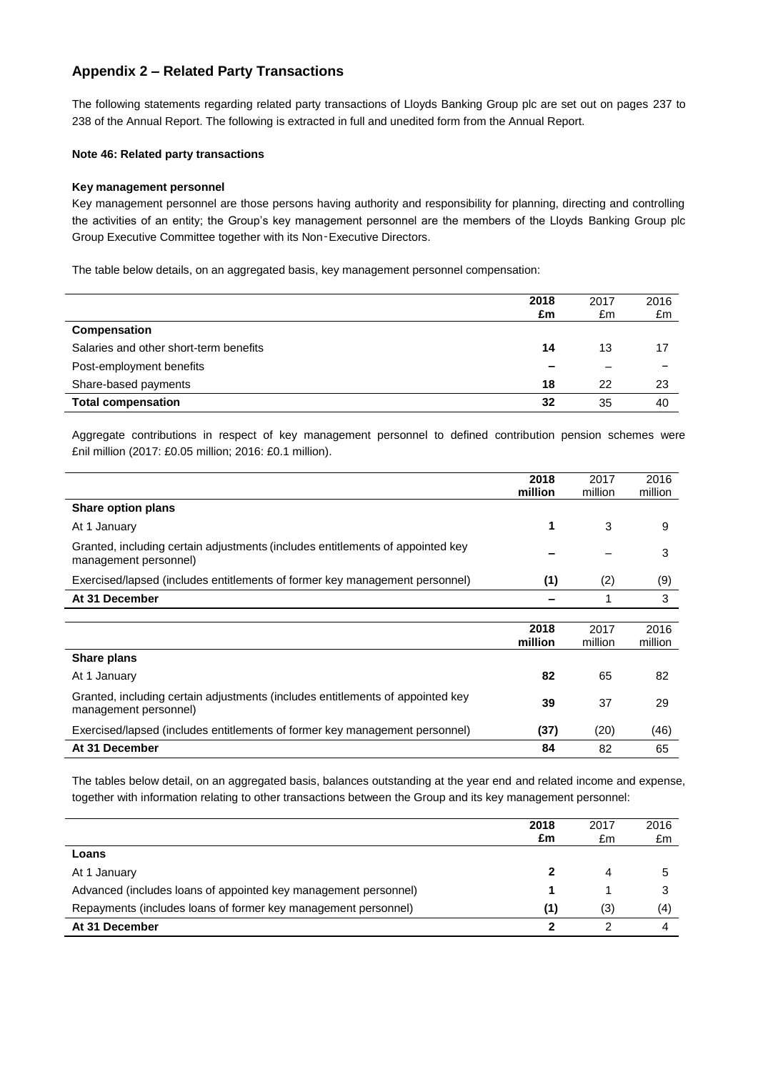## Appendix 2 – Related Party Transactions

The following statements regarding related party transactions of Lloyds Banking Group plc are set out on pages 237 to 238 of the Annual Report. The following is extracted in full and unedited form from the Annual Report.

**Note 46: Related party transactions**

**Key management personnel**

Key management personnel are those persons having authority and responsibility for planning, directing and controlling the activities of an entity; the Group's key management personnel are the members of the Lloyds Banking Group plc Group Executive Committee together with its Non‑Executive Directors.

The table below details, on an aggregated basis, key management personnel compensation:

| | 2018 £m | 2017 £m | 2016 £m |
|---|---|---|---|
| **Compensation** | | | |
| Salaries and other short-term benefits | **14** | 13 | 17 |
| Post-employment benefits | **–** | – | – |
| Share-based payments | **18** | 22 | 23 |
| **Total compensation** | **32** | 35 | 40 |

Aggregate contributions in respect of key management personnel to defined contribution pension schemes were £nil million (2017: £0.05 million; 2016: £0.1 million).

| | 2018 million | 2017 million | 2016 million |
|---|---|---|---|
| **Share option plans** | | | |
| At 1 January | **1** | 3 | 9 |
| Granted, including certain adjustments (includes entitlements of appointed key management personnel) | **–** | – | 3 |
| Exercised/lapsed (includes entitlements of former key management personnel) | **(1)** | (2) | (9) |
| **At 31 December** | **–** | 1 | 3 |

| | 2018 million | 2017 million | 2016 million |
|---|---|---|---|
| **Share plans** | | | |
| At 1 January | **82** | 65 | 82 |
| Granted, including certain adjustments (includes entitlements of appointed key management personnel) | **39** | 37 | 29 |
| Exercised/lapsed (includes entitlements of former key management personnel) | **(37)** | (20) | (46) |
| **At 31 December** | **84** | 82 | 65 |

The tables below detail, on an aggregated basis, balances outstanding at the year end and related income and expense, together with information relating to other transactions between the Group and its key management personnel:

| | 2018 £m | 2017 £m | 2016 £m |
|---|---|---|---|
| **Loans** | | | |
| At 1 January | **2** | 4 | 5 |
| Advanced (includes loans of appointed key management personnel) | **1** | 1 | 3 |
| Repayments (includes loans of former key management personnel) | **(1)** | (3) | (4) |
| **At 31 December** | **2** | 2 | 4 |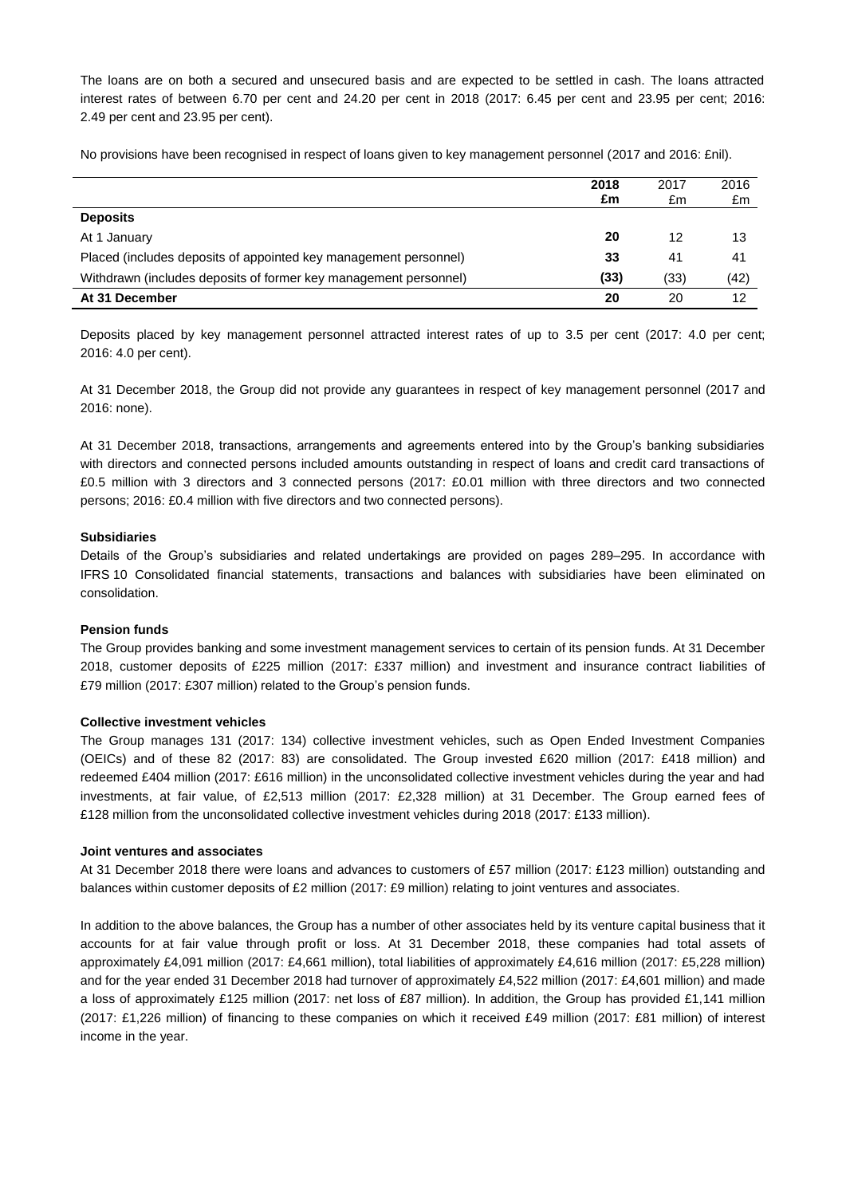The loans are on both a secured and unsecured basis and are expected to be settled in cash. The loans attracted interest rates of between 6.70 per cent and 24.20 per cent in 2018 (2017: 6.45 per cent and 23.95 per cent; 2016: 2.49 per cent and 23.95 per cent).

No provisions have been recognised in respect of loans given to key management personnel (2017 and 2016: £nil).

| | **2018** | 2017 | 2016 |
|---|---|---|---|
| | **£m** | £m | £m |
| **Deposits** | | | |
| At 1 January | **20** | 12 | 13 |
| Placed (includes deposits of appointed key management personnel) | **33** | 41 | 41 |
| Withdrawn (includes deposits of former key management personnel) | **(33)** | (33) | (42) |
| **At 31 December** | **20** | 20 | 12 |

Deposits placed by key management personnel attracted interest rates of up to 3.5 per cent (2017: 4.0 per cent; 2016: 4.0 per cent).

At 31 December 2018, the Group did not provide any guarantees in respect of key management personnel (2017 and 2016: none).

At 31 December 2018, transactions, arrangements and agreements entered into by the Group's banking subsidiaries with directors and connected persons included amounts outstanding in respect of loans and credit card transactions of £0.5 million with 3 directors and 3 connected persons (2017: £0.01 million with three directors and two connected persons; 2016: £0.4 million with five directors and two connected persons).

**Subsidiaries**

Details of the Group's subsidiaries and related undertakings are provided on pages 289–295. In accordance with IFRS 10 Consolidated financial statements, transactions and balances with subsidiaries have been eliminated on consolidation.

**Pension funds**

The Group provides banking and some investment management services to certain of its pension funds. At 31 December 2018, customer deposits of £225 million (2017: £337 million) and investment and insurance contract liabilities of £79 million (2017: £307 million) related to the Group's pension funds.

**Collective investment vehicles**

The Group manages 131 (2017: 134) collective investment vehicles, such as Open Ended Investment Companies (OEICs) and of these 82 (2017: 83) are consolidated. The Group invested £620 million (2017: £418 million) and redeemed £404 million (2017: £616 million) in the unconsolidated collective investment vehicles during the year and had investments, at fair value, of £2,513 million (2017: £2,328 million) at 31 December. The Group earned fees of £128 million from the unconsolidated collective investment vehicles during 2018 (2017: £133 million).

**Joint ventures and associates**

At 31 December 2018 there were loans and advances to customers of £57 million (2017: £123 million) outstanding and balances within customer deposits of £2 million (2017: £9 million) relating to joint ventures and associates.

In addition to the above balances, the Group has a number of other associates held by its venture capital business that it accounts for at fair value through profit or loss. At 31 December 2018, these companies had total assets of approximately £4,091 million (2017: £4,661 million), total liabilities of approximately £4,616 million (2017: £5,228 million) and for the year ended 31 December 2018 had turnover of approximately £4,522 million (2017: £4,601 million) and made a loss of approximately £125 million (2017: net loss of £87 million). In addition, the Group has provided £1,141 million (2017: £1,226 million) of financing to these companies on which it received £49 million (2017: £81 million) of interest income in the year.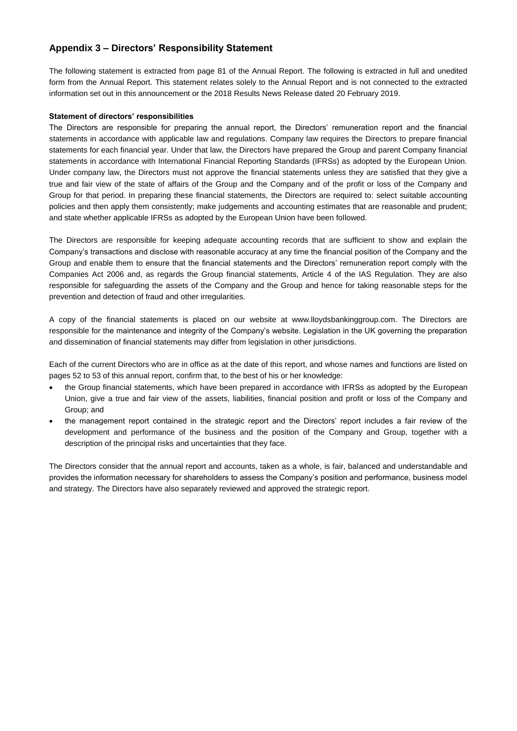## Appendix 3 – Directors' Responsibility Statement

The following statement is extracted from page 81 of the Annual Report. The following is extracted in full and unedited form from the Annual Report. This statement relates solely to the Annual Report and is not connected to the extracted information set out in this announcement or the 2018 Results News Release dated 20 February 2019.

**Statement of directors' responsibilities**

The Directors are responsible for preparing the annual report, the Directors' remuneration report and the financial statements in accordance with applicable law and regulations. Company law requires the Directors to prepare financial statements for each financial year. Under that law, the Directors have prepared the Group and parent Company financial statements in accordance with International Financial Reporting Standards (IFRSs) as adopted by the European Union. Under company law, the Directors must not approve the financial statements unless they are satisfied that they give a true and fair view of the state of affairs of the Group and the Company and of the profit or loss of the Company and Group for that period. In preparing these financial statements, the Directors are required to: select suitable accounting policies and then apply them consistently; make judgements and accounting estimates that are reasonable and prudent; and state whether applicable IFRSs as adopted by the European Union have been followed.

The Directors are responsible for keeping adequate accounting records that are sufficient to show and explain the Company's transactions and disclose with reasonable accuracy at any time the financial position of the Company and the Group and enable them to ensure that the financial statements and the Directors' remuneration report comply with the Companies Act 2006 and, as regards the Group financial statements, Article 4 of the IAS Regulation. They are also responsible for safeguarding the assets of the Company and the Group and hence for taking reasonable steps for the prevention and detection of fraud and other irregularities.

A copy of the financial statements is placed on our website at www.lloydsbankinggroup.com. The Directors are responsible for the maintenance and integrity of the Company's website. Legislation in the UK governing the preparation and dissemination of financial statements may differ from legislation in other jurisdictions.

Each of the current Directors who are in office as at the date of this report, and whose names and functions are listed on pages 52 to 53 of this annual report, confirm that, to the best of his or her knowledge:

- the Group financial statements, which have been prepared in accordance with IFRSs as adopted by the European Union, give a true and fair view of the assets, liabilities, financial position and profit or loss of the Company and Group; and
- the management report contained in the strategic report and the Directors' report includes a fair review of the development and performance of the business and the position of the Company and Group, together with a description of the principal risks and uncertainties that they face.

The Directors consider that the annual report and accounts, taken as a whole, is fair, balanced and understandable and provides the information necessary for shareholders to assess the Company's position and performance, business model and strategy. The Directors have also separately reviewed and approved the strategic report.